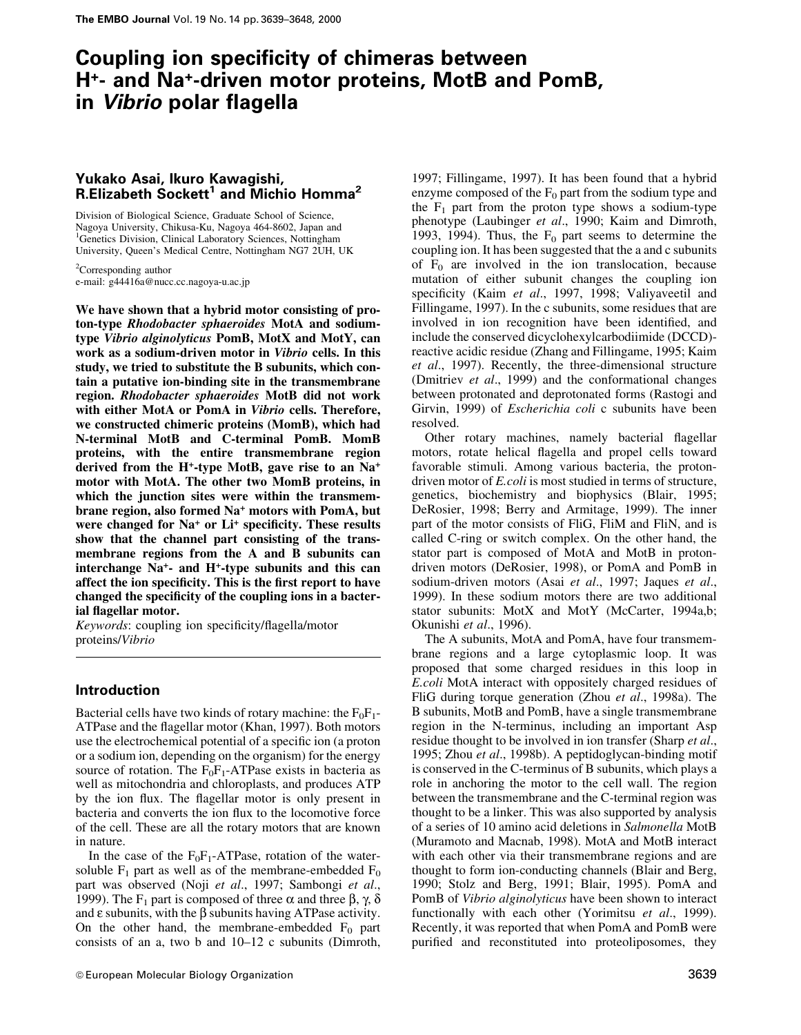# Coupling ion specificity of chimeras between $H^+$- and $Na^+$-driven motor proteins, MotB and PomB, in *Vibrio* polar flagella

**Yukako Asai, Ikuro Kawagishi, R.Elizabeth Sockett[1] and Michio Homma[2]**

Division of Biological Science, Graduate School of Science, Nagoya University, Chikusa-Ku, Nagoya 464-8602, Japan and [1]Genetics Division, Clinical Laboratory Sciences, Nottingham University, Queen's Medical Centre, Nottingham NG7 2UH, UK

[2]Corresponding author
e-mail: g44416a@nucc.cc.nagoya-u.ac.jp

**We have shown that a hybrid motor consisting of proton-type *Rhodobacter sphaeroides* MotA and sodium-type *Vibrio alginolyticus* PomB, MotX and MotY, can work as a sodium-driven motor in *Vibrio* cells. In this study, we tried to substitute the B subunits, which contain a putative ion-binding site in the transmembrane region. *Rhodobacter sphaeroides* MotB did not work with either MotA or PomA in *Vibrio* cells. Therefore, we constructed chimeric proteins (MomB), which had N-terminal MotB and C-terminal PomB. MomB proteins, with the entire transmembrane region derived from the $H^+$-type MotB, gave rise to an $Na^+$ motor with MotA. The other two MomB proteins, in which the junction sites were within the transmembrane region, also formed $Na^+$ motors with PomA, but were changed for $Na^+$ or $Li^+$ specificity. These results show that the channel part consisting of the transmembrane regions from the A and B subunits can interchange $Na^+$- and $H^+$-type subunits and this can affect the ion specificity. This is the first report to have changed the specificity of the coupling ions in a bacterial flagellar motor.**

*Keywords*: coupling ion specificity/flagella/motor proteins/*Vibrio*

## Introduction

Bacterial cells have two kinds of rotary machine: the $F_0F_1$-ATPase and the flagellar motor (Khan, 1997). Both motors use the electrochemical potential of a specific ion (a proton or a sodium ion, depending on the organism) for the energy source of rotation. The $F_0F_1$-ATPase exists in bacteria as well as mitochondria and chloroplasts, and produces ATP by the ion flux. The flagellar motor is only present in bacteria and converts the ion flux to the locomotive force of the cell. These are all the rotary motors that are known in nature.

In the case of the $F_0F_1$-ATPase, rotation of the water-soluble $F_1$ part as well as of the membrane-embedded $F_0$ part was observed (Noji *et al*., 1997; Sambongi *et al*., 1999). The $F_1$ part is composed of three $\alpha$ and three $\beta$, $\gamma$, $\delta$ and $\varepsilon$ subunits, with the $\beta$ subunits having ATPase activity. On the other hand, the membrane-embedded $F_0$ part consists of an a, two b and 10–12 c subunits (Dimroth, 1997; Fillingame, 1997). It has been found that a hybrid enzyme composed of the $F_0$ part from the sodium type and the $F_1$ part from the proton type shows a sodium-type phenotype (Laubinger *et al*., 1990; Kaim and Dimroth, 1993, 1994). Thus, the $F_0$ part seems to determine the coupling ion. It has been suggested that the a and c subunits of $F_0$ are involved in the ion translocation, because mutation of either subunit changes the coupling ion specificity (Kaim *et al*., 1997, 1998; Valiyaveetil and Fillingame, 1997). In the c subunits, some residues that are involved in ion recognition have been identified, and include the conserved dicyclohexylcarbodiimide (DCCD)-reactive acidic residue (Zhang and Fillingame, 1995; Kaim *et al*., 1997). Recently, the three-dimensional structure (Dmitriev *et al*., 1999) and the conformational changes between protonated and deprotonated forms (Rastogi and Girvin, 1999) of *Escherichia coli* c subunits have been resolved.

Other rotary machines, namely bacterial flagellar motors, rotate helical flagella and propel cells toward favorable stimuli. Among various bacteria, the proton-driven motor of *E.coli* is most studied in terms of structure, genetics, biochemistry and biophysics (Blair, 1995; DeRosier, 1998; Berry and Armitage, 1999). The inner part of the motor consists of FliG, FliM and FliN, and is called C-ring or switch complex. On the other hand, the stator part is composed of MotA and MotB in proton-driven motors (DeRosier, 1998), or PomA and PomB in sodium-driven motors (Asai *et al*., 1997; Jaques *et al*., 1999). In these sodium motors there are two additional stator subunits: MotX and MotY (McCarter, 1994a,b; Okunishi *et al*., 1996).

The A subunits, MotA and PomA, have four transmembrane regions and a large cytoplasmic loop. It was proposed that some charged residues in this loop in *E.coli* MotA interact with oppositely charged residues of FliG during torque generation (Zhou *et al*., 1998a). The B subunits, MotB and PomB, have a single transmembrane region in the N-terminus, including an important Asp residue thought to be involved in ion transfer (Sharp *et al*., 1995; Zhou *et al*., 1998b). A peptidoglycan-binding motif is conserved in the C-terminus of B subunits, which plays a role in anchoring the motor to the cell wall. The region between the transmembrane and the C-terminal region was thought to be a linker. This was also supported by analysis of a series of 10 amino acid deletions in *Salmonella* MotB (Muramoto and Macnab, 1998). MotA and MotB interact with each other via their transmembrane regions and are thought to form ion-conducting channels (Blair and Berg, 1990; Stolz and Berg, 1991; Blair, 1995). PomA and PomB of *Vibrio alginolyticus* have been shown to interact functionally with each other (Yorimitsu *et al*., 1999). Recently, it was reported that when PomA and PomB were purified and reconstituted into proteoliposomes, they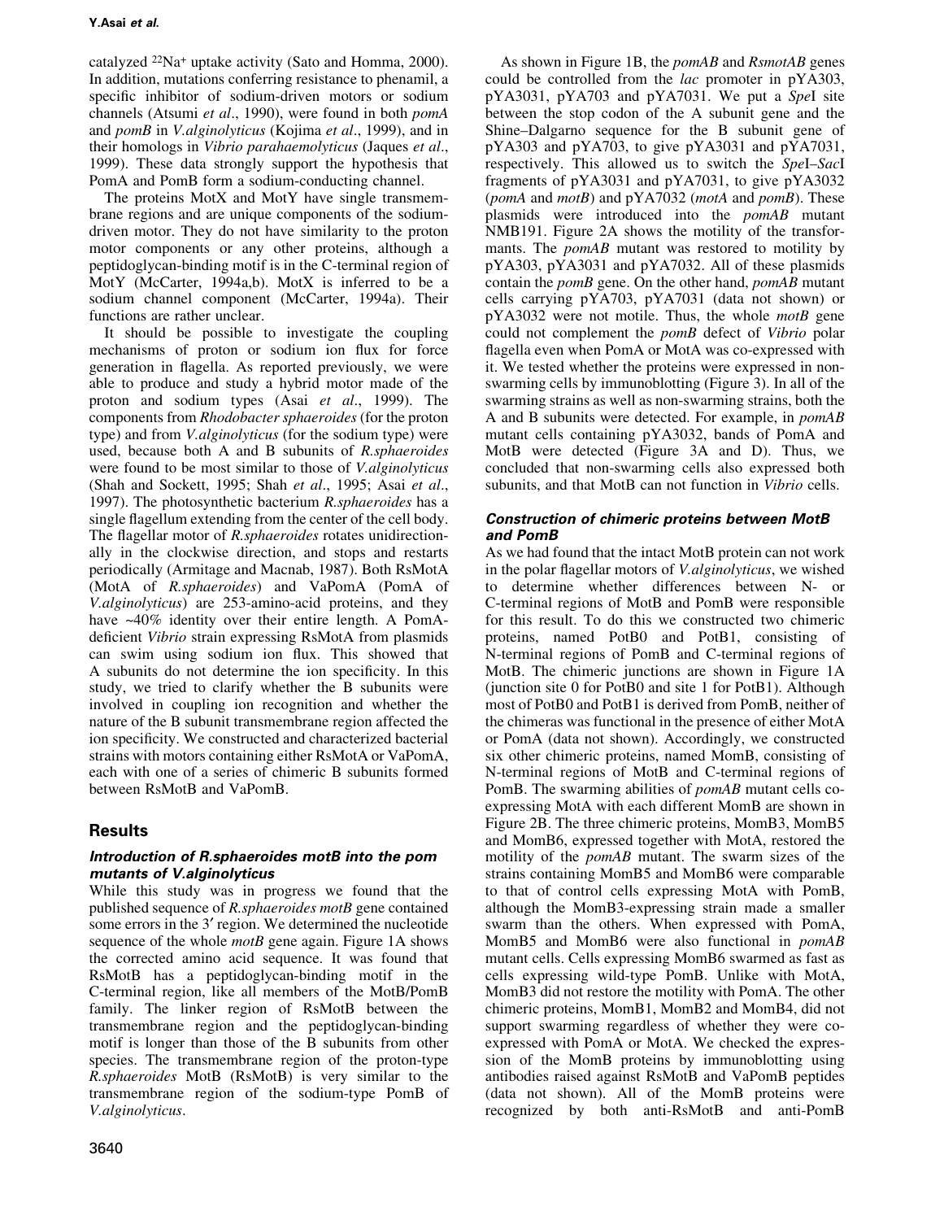catalyzed $^{22}Na^+$ uptake activity (Sato and Homma, 2000). In addition, mutations conferring resistance to phenamil, a specific inhibitor of sodium-driven motors or sodium channels (Atsumi *et al*., 1990), were found in both *pomA* and *pomB* in *V.alginolyticus* (Kojima *et al*., 1999), and in their homologs in *Vibrio parahaemolyticus* (Jaques *et al*., 1999). These data strongly support the hypothesis that PomA and PomB form a sodium-conducting channel.

The proteins MotX and MotY have single transmembrane regions and are unique components of the sodium-driven motor. They do not have similarity to the proton motor components or any other proteins, although a peptidoglycan-binding motif is in the C-terminal region of MotY (McCarter, 1994a,b). MotX is inferred to be a sodium channel component (McCarter, 1994a). Their functions are rather unclear.

It should be possible to investigate the coupling mechanisms of proton or sodium ion flux for force generation in flagella. As reported previously, we were able to produce and study a hybrid motor made of the proton and sodium types (Asai *et al*., 1999). The components from *Rhodobacter sphaeroides* (for the proton type) and from *V.alginolyticus* (for the sodium type) were used, because both A and B subunits of *R.sphaeroides* were found to be most similar to those of *V.alginolyticus* (Shah and Sockett, 1995; Shah *et al*., 1995; Asai *et al*., 1997). The photosynthetic bacterium *R.sphaeroides* has a single flagellum extending from the center of the cell body. The flagellar motor of *R.sphaeroides* rotates unidirectionally in the clockwise direction, and stops and restarts periodically (Armitage and Macnab, 1987). Both RsMotA (MotA of *R.sphaeroides*) and VaPomA (PomA of *V.alginolyticus*) are 253-amino-acid proteins, and they have ~40% identity over their entire length. A PomA-deficient *Vibrio* strain expressing RsMotA from plasmids can swim using sodium ion flux. This showed that A subunits do not determine the ion specificity. In this study, we tried to clarify whether the B subunits were involved in coupling ion recognition and whether the nature of the B subunit transmembrane region affected the ion specificity. We constructed and characterized bacterial strains with motors containing either RsMotA or VaPomA, each with one of a series of chimeric B subunits formed between RsMotB and VaPomB.

## Results

### *Introduction of R.sphaeroides motB into the pom mutants of V.alginolyticus*

While this study was in progress we found that the published sequence of *R.sphaeroides motB* gene contained some errors in the 3′ region. We determined the nucleotide sequence of the whole *motB* gene again. Figure 1A shows the corrected amino acid sequence. It was found that RsMotB has a peptidoglycan-binding motif in the C-terminal region, like all members of the MotB/PomB family. The linker region of RsMotB between the transmembrane region and the peptidoglycan-binding motif is longer than those of the B subunits from other species. The transmembrane region of the proton-type *R.sphaeroides* MotB (RsMotB) is very similar to the transmembrane region of the sodium-type PomB of *V.alginolyticus*.

As shown in Figure 1B, the *pomAB* and *RsmotAB* genes could be controlled from the *lac* promoter in pYA303, pYA3031, pYA703 and pYA7031. We put a *Spe*I site between the stop codon of the A subunit gene and the Shine–Dalgarno sequence for the B subunit gene of pYA303 and pYA703, to give pYA3031 and pYA7031, respectively. This allowed us to switch the *Spe*I–*Sac*I fragments of pYA3031 and pYA7031, to give pYA3032 (*pomA* and *motB*) and pYA7032 (*motA* and *pomB*). These plasmids were introduced into the *pomAB* mutant NMB191. Figure 2A shows the motility of the transformants. The *pomAB* mutant was restored to motility by pYA303, pYA3031 and pYA7032. All of these plasmids contain the *pomB* gene. On the other hand, *pomAB* mutant cells carrying pYA703, pYA7031 (data not shown) or pYA3032 were not motile. Thus, the whole *motB* gene could not complement the *pomB* defect of *Vibrio* polar flagella even when PomA or MotA was co-expressed with it. We tested whether the proteins were expressed in non-swarming cells by immunoblotting (Figure 3). In all of the swarming strains as well as non-swarming strains, both the A and B subunits were detected. For example, in *pomAB* mutant cells containing pYA3032, bands of PomA and MotB were detected (Figure 3A and D). Thus, we concluded that non-swarming cells also expressed both subunits, and that MotB can not function in *Vibrio* cells.

### *Construction of chimeric proteins between MotB and PomB*

As we had found that the intact MotB protein can not work in the polar flagellar motors of *V.alginolyticus*, we wished to determine whether differences between N- or C-terminal regions of MotB and PomB were responsible for this result. To do this we constructed two chimeric proteins, named PotB0 and PotB1, consisting of N-terminal regions of PomB and C-terminal regions of MotB. The chimeric junctions are shown in Figure 1A (junction site 0 for PotB0 and site 1 for PotB1). Although most of PotB0 and PotB1 is derived from PomB, neither of the chimeras was functional in the presence of either MotA or PomA (data not shown). Accordingly, we constructed six other chimeric proteins, named MomB, consisting of N-terminal regions of MotB and C-terminal regions of PomB. The swarming abilities of *pomAB* mutant cells co-expressing MotA with each different MomB are shown in Figure 2B. The three chimeric proteins, MomB3, MomB5 and MomB6, expressed together with MotA, restored the motility of the *pomAB* mutant. The swarm sizes of the strains containing MomB5 and MomB6 were comparable to that of control cells expressing MotA with PomB, although the MomB3-expressing strain made a smaller swarm than the others. When expressed with PomA, MomB5 and MomB6 were also functional in *pomAB* mutant cells. Cells expressing MomB6 swarmed as fast as cells expressing wild-type PomB. Unlike with MotA, MomB3 did not restore the motility with PomA. The other chimeric proteins, MomB1, MomB2 and MomB4, did not support swarming regardless of whether they were co-expressed with PomA or MotA. We checked the expression of the MomB proteins by immunoblotting using antibodies raised against RsMotB and VaPomB peptides (data not shown). All of the MomB proteins were recognized by both anti-RsMotB and anti-PomB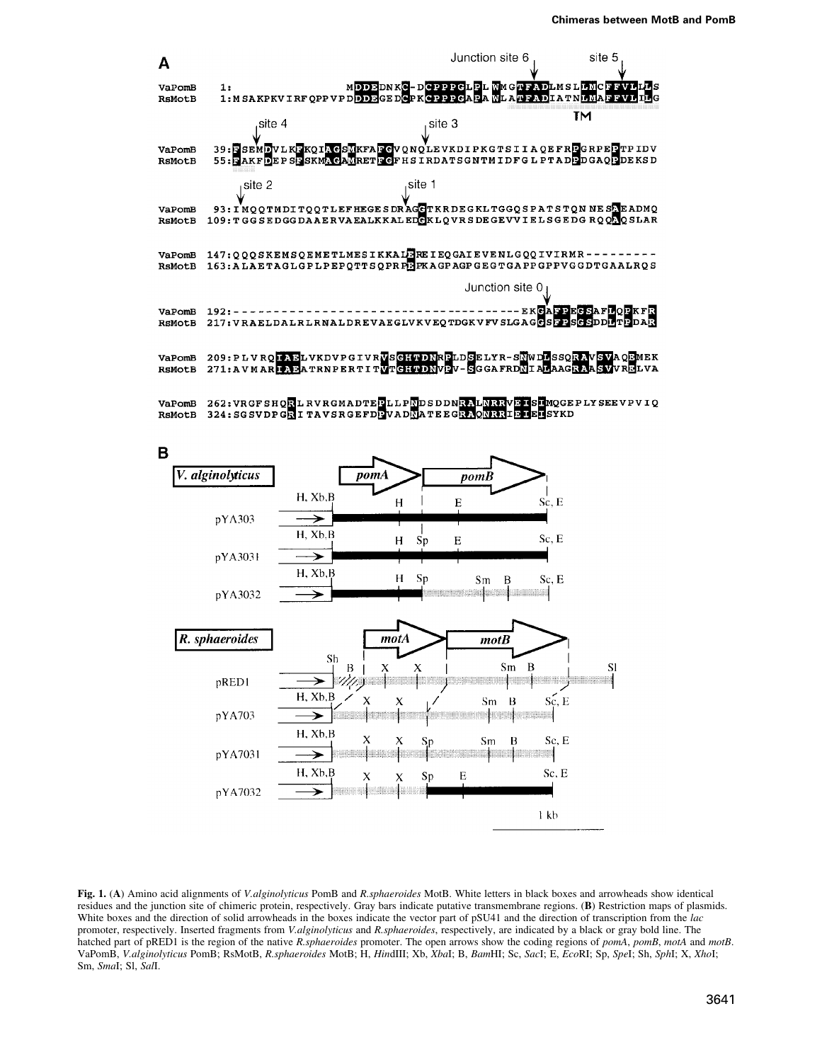**A**

```
                                                    Junction site 6        site 5
VaPomB    1:                  MDDEDNKC-DCPPPGLPLWMGTFADLMSLLMCFFVLLS
RsMotB    1:MSAKPKVIRFQPPVPDDDEGEDCPKCPPPGAPAWLATFADIATNLMAFFVLILG
                                                                  TM
            site 4                   site 3
VaPomB   39:FSEMDVLKFKQIAGSMKFAFGVQNQLEVKDIPKGTSIIAQEFRPGRPEPTPIDV
RsMotB   55:FAKFDEPSFSKMAGAMRETFGFHSIRDATSGNTMIDFGLPTADPDGAQPDEKSD

             site 2                  site 1
VaPomB   93:IMQQTMDITQQTLEFHEGESDRAGGTKRDEGKLTGGQSPATSTQNNESAEADMQ
RsMotB  109:TGGSEDGGDAAERVAEALKKALEDGKLQVRSDEGEVVIELSGEDGRQQAQSLAR

VaPomB  147:QQQSKEMSQEMETLMESIKKALEREIEQGAIEVENLGQQIVIRMR---------
RsMotB  163:ALAETAGLGPLPEPQTTSQPRPEPKAGPAGPGEGTGAPPGPPVGGDTGAALRQS

                                                  Junction site 0
VaPomB  192:-------------------------------------EKGAFPEGSAFLQPKFR
RsMotB  217:VRAELDALRLRNALDREVAEGLVKVEQTDGKVFVSLGAGGSFPSGSDDLTPDAR

VaPomB  209:PLVRQIAELVKDVPGIVRVSGHTDNRPLDSELYR-SNWDLSSQRAVSVAQEMEK
RsMotB  271:AVMARIAEATRNPERTITVTGHTDNVPV-SGGAFRDNIALAAGRAASVVRELVA

VaPomB  262:VRGFSHQRLRVRGMADTEPLLPNDSDDNRALNRRVEISIMQGEPLYSEEVPVIQ
RsMotB  324:SGSVDPGRITAVSRGEFDPVADNATEEGRAQNRRIEIEISYKD
```

**B**

*V. alginolyticus*: *pomA*, *pomB* — plasmids pYA303, pYA3031, pYA3032

*R. sphaeroides*: *motA*, *motB* — plasmids pRED1, pYA703, pYA7031, pYA7032

1 kb

**Fig. 1.** (**A**) Amino acid alignments of *V.alginolyticus* PomB and *R.sphaeroides* MotB. White letters in black boxes and arrowheads show identical residues and the junction site of chimeric protein, respectively. Gray bars indicate putative transmembrane regions. (**B**) Restriction maps of plasmids. White boxes and the direction of solid arrowheads in the boxes indicate the vector part of pSU41 and the direction of transcription from the *lac* promoter, respectively. Inserted fragments from *V.alginolyticus* and *R.sphaeroides*, respectively, are indicated by a black or gray bold line. The hatched part of pRED1 is the region of the native *R.sphaeroides* promoter. The open arrows show the coding regions of *pomA*, *pomB*, *motA* and *motB*. VaPomB, *V.alginolyticus* PomB; RsMotB, *R.sphaeroides* MotB; H, *Hin*dIII; Xb, *Xba*I; B, *Bam*HI; Sc, *Sac*I; E, *Eco*RI; Sp, *Spe*I; Sh, *Sph*I; X, *Xho*I; Sm, *Sma*I; Sl, *Sal*I.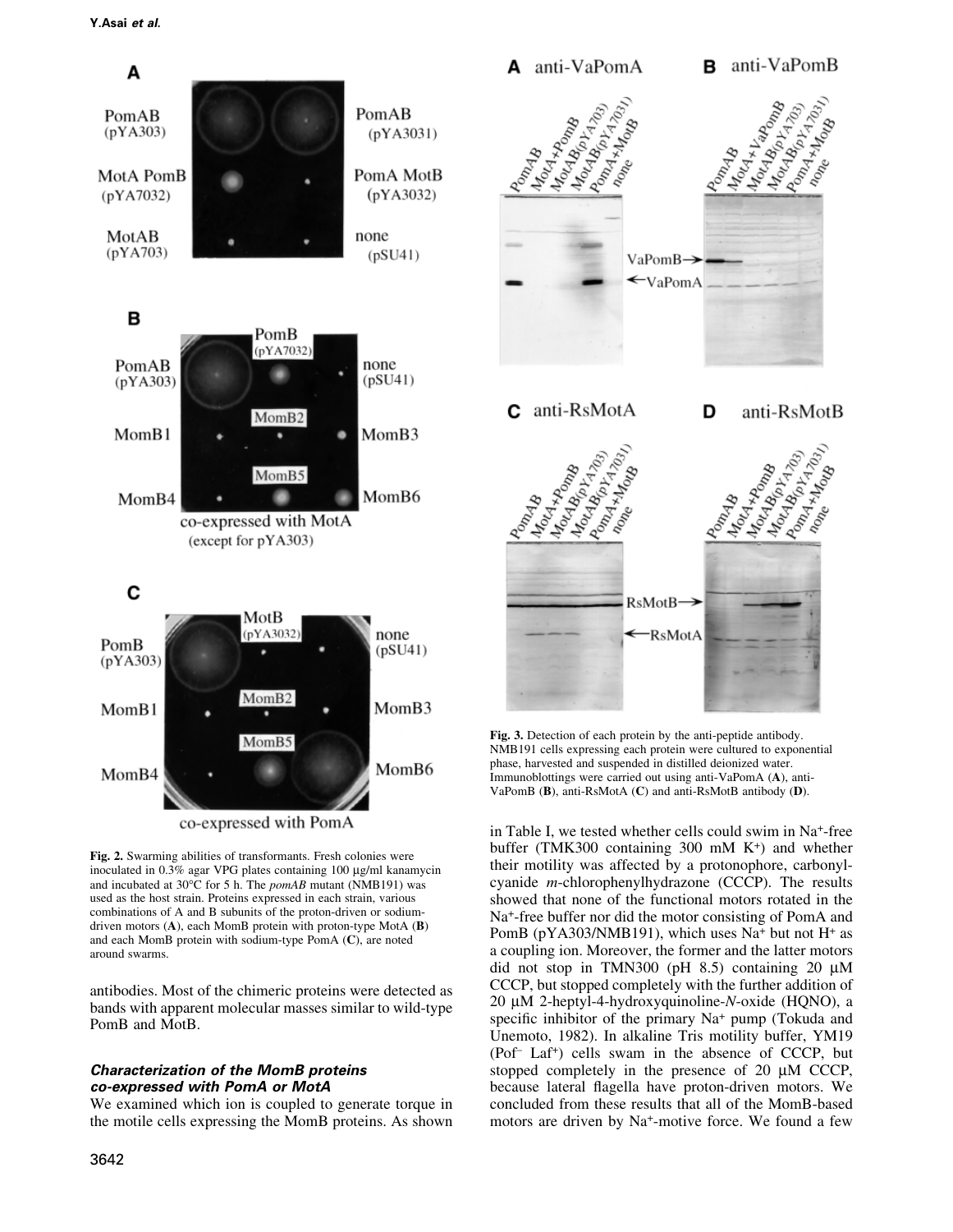**Fig. 2.** Swarming abilities of transformants. Fresh colonies were inoculated in 0.3% agar VPG plates containing 100 μg/ml kanamycin and incubated at 30°C for 5 h. The *pomAB* mutant (NMB191) was used as the host strain. Proteins expressed in each strain, various combinations of A and B subunits of the proton-driven or sodium-driven motors (**A**), each MomB protein with proton-type MotA (**B**) and each MomB protein with sodium-type PomA (**C**), are noted around swarms.

antibodies. Most of the chimeric proteins were detected as bands with apparent molecular masses similar to wild-type PomB and MotB.

### *Characterization of the MomB proteins co-expressed with PomA or MotA*

We examined which ion is coupled to generate torque in the motile cells expressing the MomB proteins. As shown in Table I, we tested whether cells could swim in $Na^+$-free buffer (TMK300 containing 300 mM $K^+$) and whether their motility was affected by a protonophore, carbonyl-cyanide *m*-chlorophenylhydrazone (CCCP). The results showed that none of the functional motors rotated in the $Na^+$-free buffer nor did the motor consisting of PomA and PomB (pYA303/NMB191), which uses $Na^+$ but not $H^+$ as a coupling ion. Moreover, the former and the latter motors did not stop in TMN300 (pH 8.5) containing 20 μM CCCP, but stopped completely with the further addition of 20 μM 2-heptyl-4-hydroxyquinoline-*N*-oxide (HQNO), a specific inhibitor of the primary $Na^+$ pump (Tokuda and Unemoto, 1982). In alkaline Tris motility buffer, YM19 ($Pof^-$ $Laf^+$) cells swam in the absence of CCCP, but stopped completely in the presence of 20 μM CCCP, because lateral flagella have proton-driven motors. We concluded from these results that all of the MomB-based motors are driven by $Na^+$-motive force. We found a few

**Fig. 3.** Detection of each protein by the anti-peptide antibody. NMB191 cells expressing each protein were cultured to exponential phase, harvested and suspended in distilled deionized water. Immunoblottings were carried out using anti-VaPomA (**A**), anti-VaPomB (**B**), anti-RsMotA (**C**) and anti-RsMotB antibody (**D**).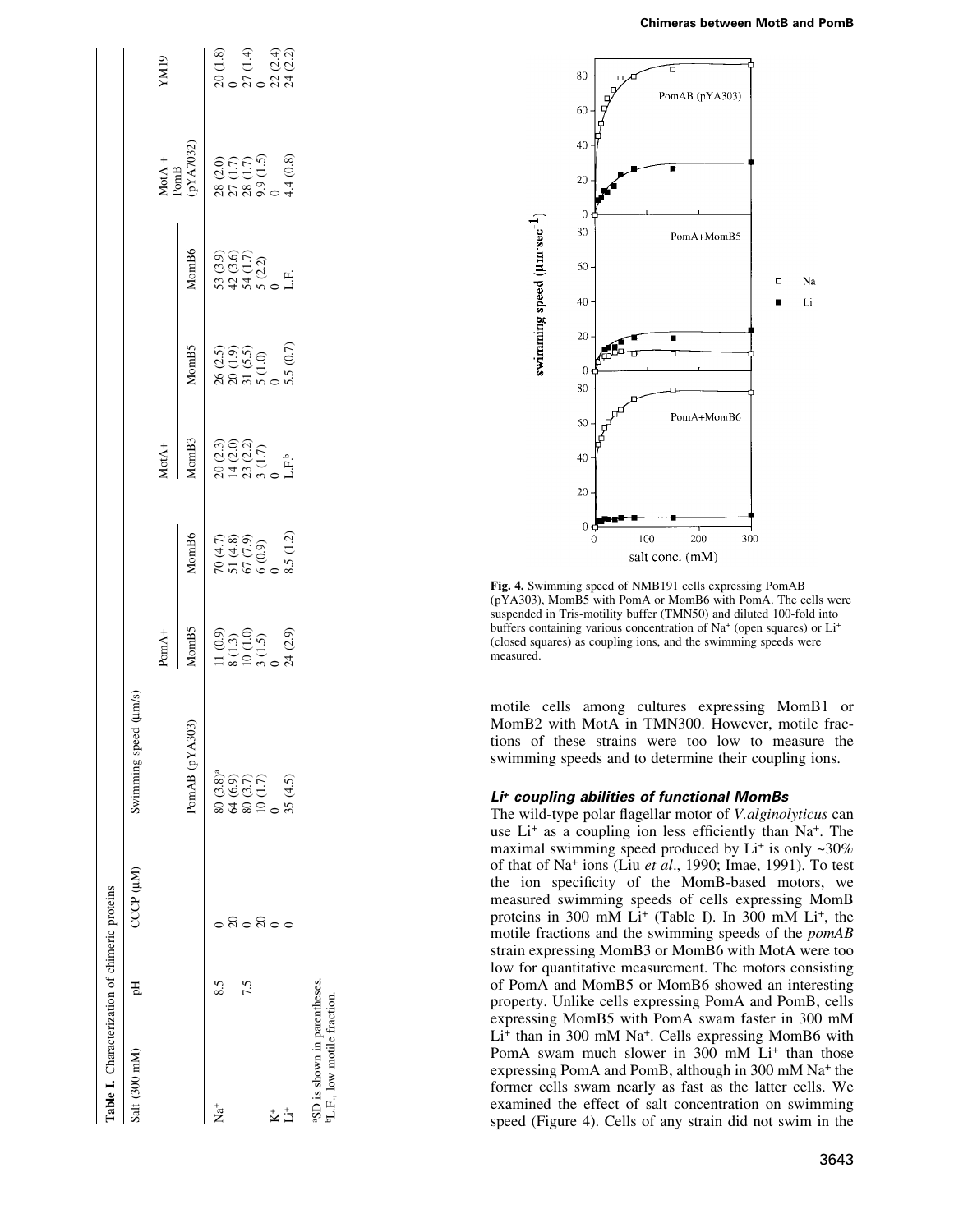**Table I.** Characterization of chimeric proteins

| Salt (300 mM) | pH | CCCP (μM) | Swimming speed (μm/s) | | | | | | |
|---|---|---|---|---|---|---|---|---|---|
| | | | | PomA+ | | MotA+ | | MotA + PomB | YM19 |
| | | | PomAB (pYA303) | MomB5 | MomB6 | MomB3 | MomB6 | (pYA7032) | |
| $Na^+$ | 8.5 | 0 | 80 (3.8)[a] | 11 (0.9) | 70 (4.7) | 20 (2.3) | 53 (3.9) | 28 (2.0) | 20 (1.8) |
| | | 20 | 64 (6.9) | 8 (1.3) | 51 (4.8) | 14 (2.0) | 42 (3.6) | 27 (1.7) | 0 |
| | 7.5 | 0 | 80 (3.7) | 10 (1.0) | 67 (7.9) | 23 (2.2) | 54 (1.7) | 28 (1.7) | 27 (1.4) |
| | | 20 | 10 (1.7) | 3 (1.5) | 6 (0.9) | 3 (1.7) | 5 (2.2) | 9.9 (1.5) | 0 |
| $K^+$ | | 0 | 0 | 0 | 0 | 0 | 0 | 0 | 22 (2.4) |
| $Li^+$ | | 0 | 35 (4.5) | 24 (2.9) | 8.5 (1.2) | L.F.[b] | L.F. | 4.4 (0.8) | 24 (2.2) |

[a]SD is shown in parentheses.
[b]L.F., low motile fraction.

**Fig. 4.** Swimming speed of NMB191 cells expressing PomAB (pYA303), MomB5 with PomA or MomB6 with PomA. The cells were suspended in Tris-motility buffer (TMN50) and diluted 100-fold into buffers containing various concentration of $Na^+$ (open squares) or $Li^+$ (closed squares) as coupling ions, and the swimming speeds were measured.

motile cells among cultures expressing MomB1 or MomB2 with MotA in TMN300. However, motile fractions of these strains were too low to measure the swimming speeds and to determine their coupling ions.

### *$Li^+$ coupling abilities of functional MomBs*

The wild-type polar flagellar motor of *V.alginolyticus* can use $Li^+$ as a coupling ion less efficiently than $Na^+$. The maximal swimming speed produced by $Li^+$ is only ~30% of that of $Na^+$ ions (Liu *et al*., 1990; Imae, 1991). To test the ion specificity of the MomB-based motors, we measured swimming speeds of cells expressing MomB proteins in 300 mM $Li^+$ (Table I). In 300 mM $Li^+$, the motile fractions and the swimming speeds of the *pomAB* strain expressing MomB3 or MomB6 with MotA were too low for quantitative measurement. The motors consisting of PomA and MomB5 or MomB6 showed an interesting property. Unlike cells expressing PomA and PomB, cells expressing MomB5 with PomA swam faster in 300 mM $Li^+$ than in 300 mM $Na^+$. Cells expressing MomB6 with PomA swam much slower in 300 mM $Li^+$ than those expressing PomA and PomB, although in 300 mM $Na^+$ the former cells swam nearly as fast as the latter cells. We examined the effect of salt concentration on swimming speed (Figure 4). Cells of any strain did not swim in the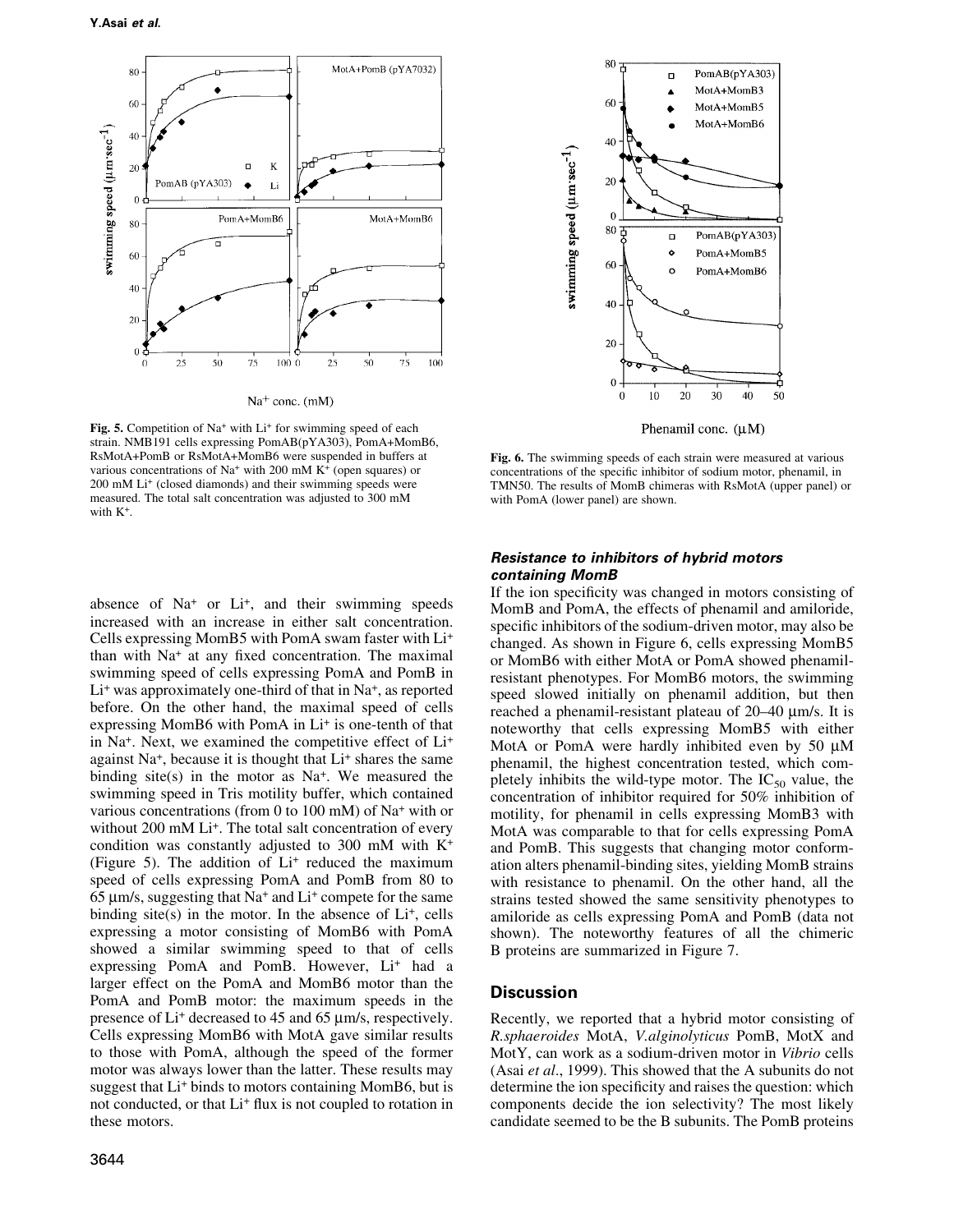**Fig. 5.** Competition of $Na^+$ with $Li^+$ for swimming speed of each strain. NMB191 cells expressing PomAB(pYA303), PomA+MomB6, RsMotA+PomB or RsMotA+MomB6 were suspended in buffers at various concentrations of $Na^+$ with 200 mM $K^+$ (open squares) or 200 mM $Li^+$ (closed diamonds) and their swimming speeds were measured. The total salt concentration was adjusted to 300 mM with $K^+$.

**Fig. 6.** The swimming speeds of each strain were measured at various concentrations of the specific inhibitor of sodium motor, phenamil, in TMN50. The results of MomB chimeras with RsMotA (upper panel) or with PomA (lower panel) are shown.

absence of $Na^+$ or $Li^+$, and their swimming speeds increased with an increase in either salt concentration. Cells expressing MomB5 with PomA swam faster with $Li^+$ than with $Na^+$ at any fixed concentration. The maximal swimming speed of cells expressing PomA and PomB in $Li^+$ was approximately one-third of that in $Na^+$, as reported before. On the other hand, the maximal speed of cells expressing MomB6 with PomA in $Li^+$ is one-tenth of that in $Na^+$. Next, we examined the competitive effect of $Li^+$ against $Na^+$, because it is thought that $Li^+$ shares the same binding site(s) in the motor as $Na^+$. We measured the swimming speed in Tris motility buffer, which contained various concentrations (from 0 to 100 mM) of $Na^+$ with or without 200 mM $Li^+$. The total salt concentration of every condition was constantly adjusted to 300 mM with $K^+$ (Figure 5). The addition of $Li^+$ reduced the maximum speed of cells expressing PomA and PomB from 80 to 65 μm/s, suggesting that $Na^+$ and $Li^+$ compete for the same binding site(s) in the motor. In the absence of $Li^+$, cells expressing a motor consisting of MomB6 with PomA showed a similar swimming speed to that of cells expressing PomA and PomB. However, $Li^+$ had a larger effect on the PomA and MomB6 motor than the PomA and PomB motor: the maximum speeds in the presence of $Li^+$ decreased to 45 and 65 μm/s, respectively. Cells expressing MomB6 with MotA gave similar results to those with PomA, although the speed of the former motor was always lower than the latter. These results may suggest that $Li^+$ binds to motors containing MomB6, but is not conducted, or that $Li^+$ flux is not coupled to rotation in these motors.

### *Resistance to inhibitors of hybrid motors containing MomB*

If the ion specificity was changed in motors consisting of MomB and PomA, the effects of phenamil and amiloride, specific inhibitors of the sodium-driven motor, may also be changed. As shown in Figure 6, cells expressing MomB5 or MomB6 with either MotA or PomA showed phenamil-resistant phenotypes. For MomB6 motors, the swimming speed slowed initially on phenamil addition, but then reached a phenamil-resistant plateau of 20–40 μm/s. It is noteworthy that cells expressing MomB5 with either MotA or PomA were hardly inhibited even by 50 μM phenamil, the highest concentration tested, which completely inhibits the wild-type motor. The $IC_{50}$ value, the concentration of inhibitor required for 50% inhibition of motility, for phenamil in cells expressing MomB3 with MotA was comparable to that for cells expressing PomA and PomB. This suggests that changing motor conformation alters phenamil-binding sites, yielding MomB strains with resistance to phenamil. On the other hand, all the strains tested showed the same sensitivity phenotypes to amiloride as cells expressing PomA and PomB (data not shown). The noteworthy features of all the chimeric B proteins are summarized in Figure 7.

## Discussion

Recently, we reported that a hybrid motor consisting of *R.sphaeroides* MotA, *V.alginolyticus* PomB, MotX and MotY, can work as a sodium-driven motor in *Vibrio* cells (Asai *et al.*, 1999). This showed that the A subunits do not determine the ion specificity and raises the question: which components decide the ion selectivity? The most likely candidate seemed to be the B subunits. The PomB proteins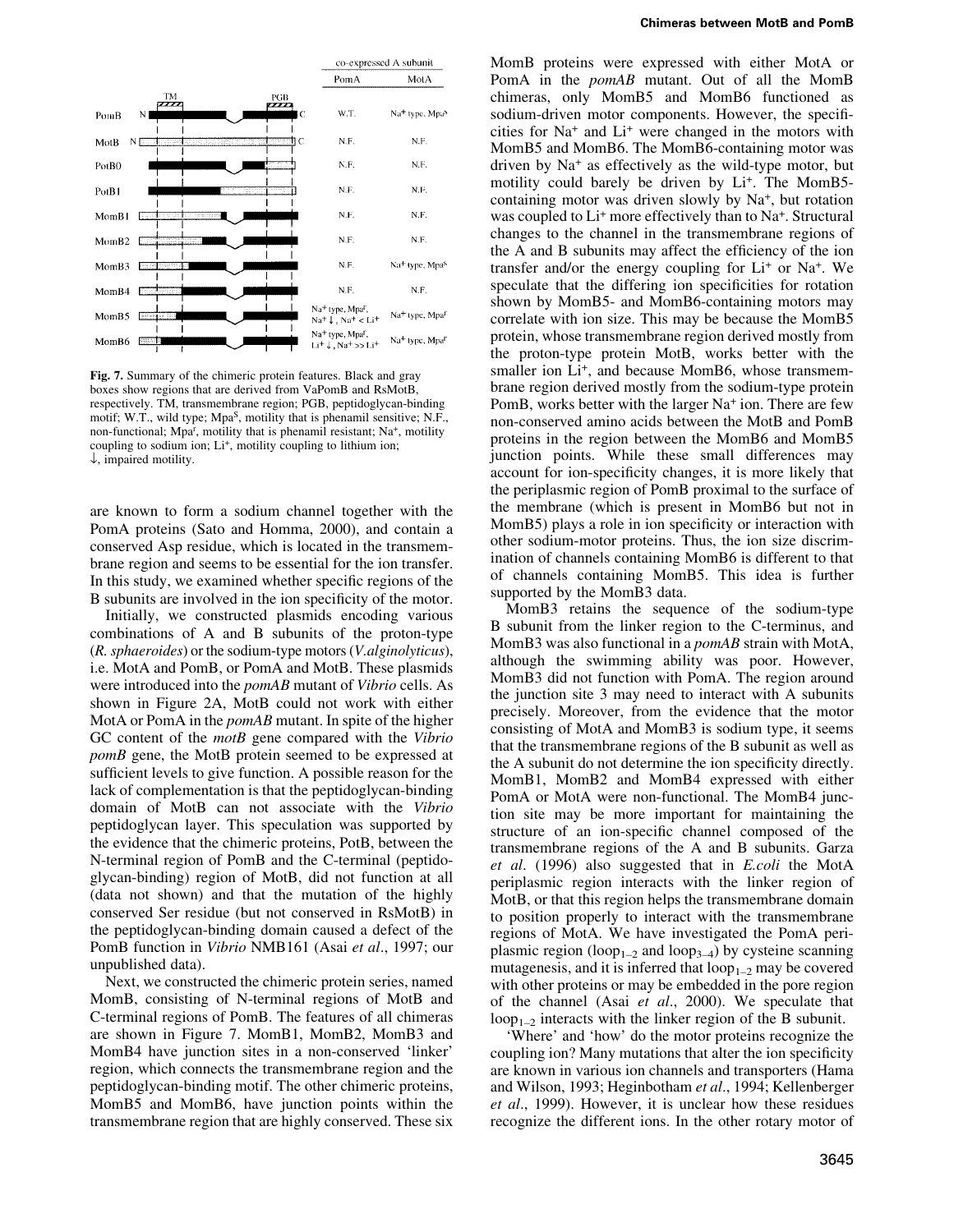| | co-expressed A subunit | |
|---|---|---|
| | PomA | MotA |
| PomB | W.T. | $Na^+$ type, Mpa$^S$ |
| MotB | N.F. | N.F. |
| PotB0 | N.F. | N.F. |
| PotB1 | N.F. | N.F. |
| MomB1 | N.F. | N.F. |
| MomB2 | N.F. | N.F. |
| MomB3 | N.F. | $Na^+$ type, Mpa$^S$ |
| MomB4 | N.F. | N.F. |
| MomB5 | $Na^+$ type, Mpa$^r$, $Na^+ \downarrow$, $Na^+ < Li^+$ | $Na^+$ type, Mpa$^r$ |
| MomB6 | $Na^+$ type, Mpa$^r$, $Li^+ \downarrow$, $Na^+ >> Li^+$ | $Na^+$ type, Mpa$^r$ |

**Fig. 7.** Summary of the chimeric protein features. Black and gray boxes show regions that are derived from VaPomB and RsMotB, respectively. TM, transmembrane region; PGB, peptidoglycan-binding motif; W.T., wild type; Mpa$^S$, motility that is phenamil sensitive; N.F., non-functional; Mpa$^r$, motility that is phenamil resistant; $Na^+$, motility coupling to sodium ion; $Li^+$, motility coupling to lithium ion; ↓, impaired motility.

are known to form a sodium channel together with the PomA proteins (Sato and Homma, 2000), and contain a conserved Asp residue, which is located in the transmembrane region and seems to be essential for the ion transfer. In this study, we examined whether specific regions of the B subunits are involved in the ion specificity of the motor.

Initially, we constructed plasmids encoding various combinations of A and B subunits of the proton-type (*R. sphaeroides*) or the sodium-type motors (*V.alginolyticus*), i.e. MotA and PomB, or PomA and MotB. These plasmids were introduced into the *pomAB* mutant of *Vibrio* cells. As shown in Figure 2A, MotB could not work with either MotA or PomA in the *pomAB* mutant. In spite of the higher GC content of the *motB* gene compared with the *Vibrio pomB* gene, the MotB protein seemed to be expressed at sufficient levels to give function. A possible reason for the lack of complementation is that the peptidoglycan-binding domain of MotB can not associate with the *Vibrio* peptidoglycan layer. This speculation was supported by the evidence that the chimeric proteins, PotB, between the N-terminal region of PomB and the C-terminal (peptidoglycan-binding) region of MotB, did not function at all (data not shown) and that the mutation of the highly conserved Ser residue (but not conserved in RsMotB) in the peptidoglycan-binding domain caused a defect of the PomB function in *Vibrio* NMB161 (Asai *et al*., 1997; our unpublished data).

Next, we constructed the chimeric protein series, named MomB, consisting of N-terminal regions of MotB and C-terminal regions of PomB. The features of all chimeras are shown in Figure 7. MomB1, MomB2, MomB3 and MomB4 have junction sites in a non-conserved 'linker' region, which connects the transmembrane region and the peptidoglycan-binding motif. The other chimeric proteins, MomB5 and MomB6, have junction points within the transmembrane region that are highly conserved. These six MomB proteins were expressed with either MotA or PomA in the *pomAB* mutant. Out of all the MomB chimeras, only MomB5 and MomB6 functioned as sodium-driven motor components. However, the specificities for $Na^+$ and $Li^+$ were changed in the motors with MomB5 and MomB6. The MomB6-containing motor was driven by $Na^+$ as effectively as the wild-type motor, but motility could barely be driven by $Li^+$. The MomB5-containing motor was driven slowly by $Na^+$, but rotation was coupled to $Li^+$ more effectively than to $Na^+$. Structural changes to the channel in the transmembrane regions of the A and B subunits may affect the efficiency of the ion transfer and/or the energy coupling for $Li^+$ or $Na^+$. We speculate that the differing ion specificities for rotation shown by MomB5- and MomB6-containing motors may correlate with ion size. This may be because the MomB5 protein, whose transmembrane region derived mostly from the proton-type protein MotB, works better with the smaller ion $Li^+$, and because MomB6, whose transmembrane region derived mostly from the sodium-type protein PomB, works better with the larger $Na^+$ ion. There are few non-conserved amino acids between the MotB and PomB proteins in the region between the MomB6 and MomB5 junction points. While these small differences may account for ion-specificity changes, it is more likely that the periplasmic region of PomB proximal to the surface of the membrane (which is present in MomB6 but not in MomB5) plays a role in ion specificity or interaction with other sodium-motor proteins. Thus, the ion size discrimination of channels containing MomB6 is different to that of channels containing MomB5. This idea is further supported by the MomB3 data.

MomB3 retains the sequence of the sodium-type B subunit from the linker region to the C-terminus, and MomB3 was also functional in a *pomAB* strain with MotA, although the swimming ability was poor. However, MomB3 did not function with PomA. The region around the junction site 3 may need to interact with A subunits precisely. Moreover, from the evidence that the motor consisting of MotA and MomB3 is sodium type, it seems that the transmembrane regions of the B subunit as well as the A subunit do not determine the ion specificity directly. MomB1, MomB2 and MomB4 expressed with either PomA or MotA were non-functional. The MomB4 junction site may be more important for maintaining the structure of an ion-specific channel composed of the transmembrane regions of the A and B subunits. Garza *et al*. (1996) also suggested that in *E.coli* the MotA periplasmic region interacts with the linker region of MotB, or that this region helps the transmembrane domain to position properly to interact with the transmembrane regions of MotA. We have investigated the PomA periplasmic region ($loop_{1-2}$ and $loop_{3-4}$) by cysteine scanning mutagenesis, and it is inferred that $loop_{1-2}$ may be covered with other proteins or may be embedded in the pore region of the channel (Asai *et al*., 2000). We speculate that $loop_{1-2}$ interacts with the linker region of the B subunit.

'Where' and 'how' do the motor proteins recognize the coupling ion? Many mutations that alter the ion specificity are known in various ion channels and transporters (Hama and Wilson, 1993; Heginbotham *et al*., 1994; Kellenberger *et al*., 1999). However, it is unclear how these residues recognize the different ions. In the other rotary motor of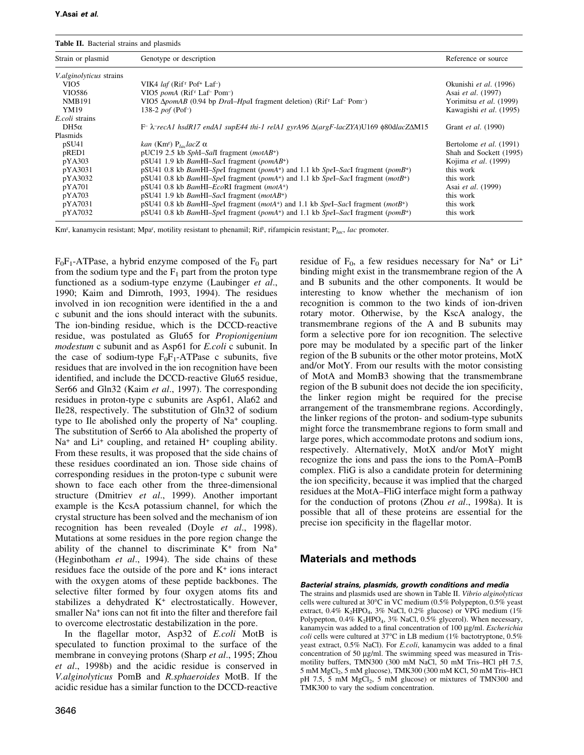**Table II.** Bacterial strains and plasmids

| Strain or plasmid | Genotype or description | Reference or source |
|---|---|---|
| *V.alginolyticus* strains | | |
| VIO5 | VIK4 *laf* (Rif[r] Pof[+] Laf[–]) | Okunishi *et al*. (1996) |
| VIO586 | VIO5 *pomA* (Rif[r] Laf[–] Pom[–]) | Asai *et al*. (1997) |
| NMB191 | VIO5 Δ*pomAB* (0.94 bp *Dra*I–*Hpa*I fragment deletion) (Rif[r] Laf[–] Pom[–]) | Yorimitsu *et al*. (1999) |
| YM19 | 138-2 *pof* (Pof[–]) | Kawagishi *et al*. (1995) |
| *E.coli* strains | | |
| DH5α | F[–] λ[–]*recA1 hsdR17 endA1 supE44 thi-1 relA1 gyrA96* Δ(*argF-lacZYA*)U169 φ80d*lacZ*ΔM15 | Grant *et al*. (1990) |
| Plasmids | | |
| pSU41 | *kan* (Km[r]) $P_{lac}$*lacZ* α | Bertolome *et al*. (1991) |
| pRED1 | pUC19 2.5 kb *Sph*I–*Sal*I fragment (*motAB*[+]) | Shah and Sockett (1995) |
| pYA303 | pSU41 1.9 kb *Bam*HI–*Sac*I fragment (*pomAB*[+]) | Kojima *et al*. (1999) |
| pYA3031 | pSU41 0.8 kb *Bam*HI–*Spe*I fragment (*pomA*[+]) and 1.1 kb *Spe*I–*Sac*I fragment (*pomB*[+]) | this work |
| pYA3032 | pSU41 0.8 kb *Bam*HI–*Spe*I fragment (*pomA*[+]) and 1.1 kb *Spe*I–*Sac*I fragment (*motB*[+]) | this work |
| pYA701 | pSU41 0.8 kb *Bam*HI–*Eco*RI fragment (*motA*[+]) | Asai *et al*. (1999) |
| pYA703 | pSU41 1.9 kb *Bam*HI–*Sac*I fragment (*motAB*[+]) | this work |
| pYA7031 | pSU41 0.8 kb *Bam*HI–*Spe*I fragment (*motA*[+]) and 1.1 kb *Spe*I–*Sac*I fragment (*motB*[+]) | this work |
| pYA7032 | pSU41 0.8 kb *Bam*HI–*Spe*I fragment (*pomA*[+]) and 1.1 kb *Spe*I–*Sac*I fragment (*pomB*[+]) | this work |

Km[r], kanamycin resistant; Mpa[r], motility resistant to phenamil; Rif[r], rifampicin resistant; $P_{lac}$, *lac* promoter.

$F_0F_1$-ATPase, a hybrid enzyme composed of the $F_0$ part from the sodium type and the $F_1$ part from the proton type functioned as a sodium-type enzyme (Laubinger *et al*., 1990; Kaim and Dimroth, 1993, 1994). The residues involved in ion recognition were identified in the a and c subunit and the ions should interact with the subunits. The ion-binding residue, which is the DCCD-reactive residue, was postulated as Glu65 for *Propionigenium modestum* c subunit and as Asp61 for *E.coli* c subunit. In the case of sodium-type $F_0F_1$-ATPase c subunits, five residues that are involved in the ion recognition have been identified, and include the DCCD-reactive Glu65 residue, Ser66 and Gln32 (Kaim *et al*., 1997). The corresponding residues in proton-type c subunits are Asp61, Ala62 and Ile28, respectively. The substitution of Gln32 of sodium type to Ile abolished only the property of $Na^+$ coupling. The substitution of Ser66 to Ala abolished the property of $Na^+$ and $Li^+$ coupling, and retained $H^+$ coupling ability. From these results, it was proposed that the side chains of these residues coordinated an ion. Those side chains of corresponding residues in the proton-type c subunit were shown to face each other from the three-dimensional structure (Dmitriev *et al*., 1999). Another important example is the KcsA potassium channel, for which the crystal structure has been solved and the mechanism of ion recognition has been revealed (Doyle *et al*., 1998). Mutations at some residues in the pore region change the ability of the channel to discriminate $K^+$ from $Na^+$ (Heginbotham *et al*., 1994). The side chains of these residues face the outside of the pore and $K^+$ ions interact with the oxygen atoms of these peptide backbones. The selective filter formed by four oxygen atoms fits and stabilizes a dehydrated $K^+$ electrostatically. However, smaller $Na^+$ ions can not fit into the filter and therefore fail to overcome electrostatic destabilization in the pore.

In the flagellar motor, Asp32 of *E.coli* MotB is speculated to function proximal to the surface of the membrane in conveying protons (Sharp *et al*., 1995; Zhou *et al*., 1998b) and the acidic residue is conserved in *V.alginolyticus* PomB and *R.sphaeroides* MotB. If the acidic residue has a similar function to the DCCD-reactive residue of $F_0$, a few residues necessary for $Na^+$ or $Li^+$ binding might exist in the transmembrane region of the A and B subunits and the other components. It would be interesting to know whether the mechanism of ion recognition is common to the two kinds of ion-driven rotary motor. Otherwise, by the KscA analogy, the transmembrane regions of the A and B subunits may form a selective pore for ion recognition. The selective pore may be modulated by a specific part of the linker region of the B subunits or the other motor proteins, MotX and/or MotY. From our results with the motor consisting of MotA and MomB3 showing that the transmembrane region of the B subunit does not decide the ion specificity, the linker region might be required for the precise arrangement of the transmembrane regions. Accordingly, the linker regions of the proton- and sodium-type subunits might force the transmembrane regions to form small and large pores, which accommodate protons and sodium ions, respectively. Alternatively, MotX and/or MotY might recognize the ions and pass the ions to the PomA–PomB complex. FliG is also a candidate protein for determining the ion specificity, because it was implied that the charged residues at the MotA–FliG interface might form a pathway for the conduction of protons (Zhou *et al*., 1998a). It is possible that all of these proteins are essential for the precise ion specificity in the flagellar motor.

## Materials and methods

### Bacterial strains, plasmids, growth conditions and media

The strains and plasmids used are shown in Table II. *Vibrio alginolyticus* cells were cultured at 30°C in VC medium (0.5% Polypepton, 0.5% yeast extract, 0.4% $K_2HPO_4$, 3% NaCl, 0.2% glucose) or VPG medium (1% Polypepton, 0.4% $K_2HPO_4$, 3% NaCl, 0.5% glycerol). When necessary, kanamycin was added to a final concentration of 100 µg/ml. *Escherichia coli* cells were cultured at 37°C in LB medium (1% bactotryptone, 0.5% yeast extract, 0.5% NaCl). For *E.coli*, kanamycin was added to a final concentration of 50 µg/ml. The swimming speed was measured in Tris-motility buffers, TMN300 (300 mM NaCl, 50 mM Tris–HCl pH 7.5, 5 mM $MgCl_2$, 5 mM glucose), TMK300 (300 mM KCl, 50 mM Tris–HCl pH 7.5, 5 mM $MgCl_2$, 5 mM glucose) or mixtures of TMN300 and TMK300 to vary the sodium concentration.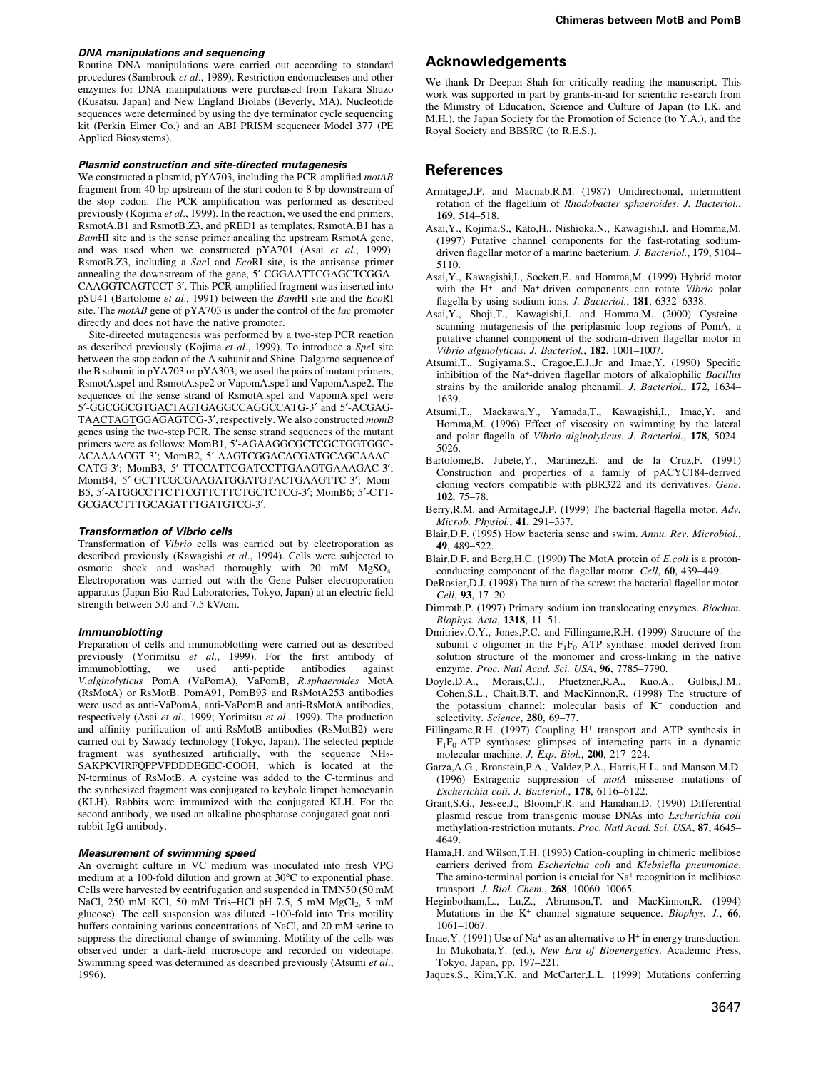#### DNA manipulations and sequencing

Routine DNA manipulations were carried out according to standard procedures (Sambrook *et al*., 1989). Restriction endonucleases and other enzymes for DNA manipulations were purchased from Takara Shuzo (Kusatsu, Japan) and New England Biolabs (Beverly, MA). Nucleotide sequences were determined by using the dye terminator cycle sequencing kit (Perkin Elmer Co.) and an ABI PRISM sequencer Model 377 (PE Applied Biosystems).

#### Plasmid construction and site-directed mutagenesis

We constructed a plasmid, pYA703, including the PCR-amplified *motAB* fragment from 40 bp upstream of the start codon to 8 bp downstream of the stop codon. The PCR amplification was performed as described previously (Kojima *et al*., 1999). In the reaction, we used the end primers, RsmotA.B1 and RsmotB.Z3, and pRED1 as templates. RsmotA.B1 has a *Bam*HI site and is the sense primer anealing the upstream RsmotA gene, and was used when we constructed pYA701 (Asai *et al*., 1999). RsmotB.Z3, including a *Sac*I and *Eco*RI site, is the antisense primer annealing the downstream of the gene, 5′-CGGAATTCGAGCTCGGA-CAAGGTCAGTCCT-3′. This PCR-amplified fragment was inserted into pSU41 (Bartolome *et al*., 1991) between the *Bam*HI site and the *Eco*RI site. The *motAB* gene of pYA703 is under the control of the *lac* promoter directly and does not have the native promoter.

Site-directed mutagenesis was performed by a two-step PCR reaction as described previously (Kojima *et al*., 1999). To introduce a *Spe*I site between the stop codon of the A subunit and Shine–Dalgarno sequence of the B subunit in pYA703 or pYA303, we used the pairs of mutant primers, RsmotA.spe1 and RsmotA.spe2 or VapomA.spe1 and VapomA.spe2. The sequences of the sense strand of RsmotA.speI and VapomA.speI were 5′-GGCGGCGTGACTAGTGAGGCCAGGCCATG-3′ and 5′-ACGAG-TAACTAGTGGAGAGTCG-3′, respectively. We also constructed *momB* genes using the two-step PCR. The sense strand sequences of the mutant primers were as follows: MomB1, 5′-AGAAGGCGCTCGCTGGTGGC-ACAAAACGT-3′; MomB2, 5′-AAGTCGGACACGATGCAGCAAAC-CATG-3′; MomB3, 5′-TTCCATTCGATCCTTGAAGTGAAAGAC-3′; MomB4, 5′-GCTTCGCGAAGATGGATGTACTGAAGTTC-3′; MomB5, 5′-ATGGCCTTCTTCGTTCTTCTGCTCTCG-3′; MomB6; 5′-CTT-GCGACCTTTGCAGATTTGATGTCG-3′.

#### Transformation of Vibrio cells

Transformation of *Vibrio* cells was carried out by electroporation as described previously (Kawagishi *et al*., 1994). Cells were subjected to osmotic shock and washed thoroughly with 20 mM $MgSO_4$. Electroporation was carried out with the Gene Pulser electroporation apparatus (Japan Bio-Rad Laboratories, Tokyo, Japan) at an electric field strength between 5.0 and 7.5 kV/cm.

#### Immunoblotting

Preparation of cells and immunoblotting were carried out as described previously (Yorimitsu *et al*., 1999). For the first antibody of immunoblotting, we used anti-peptide antibodies against *V.alginolyticus* PomA (VaPomA), VaPomB, *R.sphaeroides* MotA (RsMotA) or RsMotB. PomA91, PomB93 and RsMotA253 antibodies were used as anti-VaPomA, anti-VaPomB and anti-RsMotA antibodies, respectively (Asai *et al*., 1999; Yorimitsu *et al*., 1999). The production and affinity purification of anti-RsMotB antibodies (RsMotB2) were carried out by Sawady technology (Tokyo, Japan). The selected peptide fragment was synthesized artificially, with the sequence $NH_2$-SAKPKVIRFQPPVPDDDEGEC-COOH, which is located at the N-terminus of RsMotB. A cysteine was added to the C-terminus and the synthesized fragment was conjugated to keyhole limpet hemocyanin (KLH). Rabbits were immunized with the conjugated KLH. For the second antibody, we used an alkaline phosphatase-conjugated goat anti-rabbit IgG antibody.

#### Measurement of swimming speed

An overnight culture in VC medium was inoculated into fresh VPG medium at a 100-fold dilution and grown at 30°C to exponential phase. Cells were harvested by centrifugation and suspended in TMN50 (50 mM NaCl, 250 mM KCl, 50 mM Tris–HCl pH 7.5, 5 mM $MgCl_2$, 5 mM glucose). The cell suspension was diluted ~100-fold into Tris motility buffers containing various concentrations of NaCl, and 20 mM serine to suppress the directional change of swimming. Motility of the cells was observed under a dark-field microscope and recorded on videotape. Swimming speed was determined as described previously (Atsumi *et al*., 1996).

## Acknowledgements

We thank Dr Deepan Shah for critically reading the manuscript. This work was supported in part by grants-in-aid for scientific research from the Ministry of Education, Science and Culture of Japan (to I.K. and M.H.), the Japan Society for the Promotion of Science (to Y.A.), and the Royal Society and BBSRC (to R.E.S.).

## References

Armitage,J.P. and Macnab,R.M. (1987) Unidirectional, intermittent rotation of the flagellum of *Rhodobacter sphaeroides*. *J. Bacteriol.*, **169**, 514–518.

Asai,Y., Kojima,S., Kato,H., Nishioka,N., Kawagishi,I. and Homma,M. (1997) Putative channel components for the fast-rotating sodium-driven flagellar motor of a marine bacterium. *J. Bacteriol.*, **179**, 5104–5110.

Asai,Y., Kawagishi,I., Sockett,E. and Homma,M. (1999) Hybrid motor with the $H^+$- and $Na^+$-driven components can rotate *Vibrio* polar flagella by using sodium ions. *J. Bacteriol.*, **181**, 6332–6338.

Asai,Y., Shoji,T., Kawagishi,I. and Homma,M. (2000) Cysteine-scanning mutagenesis of the periplasmic loop regions of PomA, a putative channel component of the sodium-driven flagellar motor in *Vibrio alginolyticus*. *J. Bacteriol.*, **182**, 1001–1007.

Atsumi,T., Sugiyama,S., Cragoe,E.J.,Jr and Imae,Y. (1990) Specific inhibition of the $Na^+$-driven flagellar motors of alkalophilic *Bacillus* strains by the amiloride analog phenamil. *J. Bacteriol.*, **172**, 1634–1639.

Atsumi,T., Maekawa,Y., Yamada,T., Kawagishi,I., Imae,Y. and Homma,M. (1996) Effect of viscosity on swimming by the lateral and polar flagella of *Vibrio alginolyticus*. *J. Bacteriol.*, **178**, 5024–5026.

Bartolome,B. Jubete,Y., Martinez,E. and de la Cruz,F. (1991) Construction and properties of a family of pACYC184-derived cloning vectors compatible with pBR322 and its derivatives. *Gene*, **102**, 75–78.

Berry,R.M. and Armitage,J.P. (1999) The bacterial flagella motor. *Adv. Microb. Physiol.*, **41**, 291–337.

Blair,D.F. (1995) How bacteria sense and swim. *Annu. Rev. Microbiol.*, **49**, 489–522.

Blair,D.F. and Berg,H.C. (1990) The MotA protein of *E.coli* is a proton-conducting component of the flagellar motor. *Cell*, **60**, 439–449.

DeRosier,D.J. (1998) The turn of the screw: the bacterial flagellar motor. *Cell*, **93**, 17–20.

Dimroth,P. (1997) Primary sodium ion translocating enzymes. *Biochim. Biophys. Acta*, **1318**, 11–51.

Dmitriev,O.Y., Jones,P.C. and Fillingame,R.H. (1999) Structure of the subunit c oligomer in the $F_1F_0$ ATP synthase: model derived from solution structure of the monomer and cross-linking in the native enzyme. *Proc. Natl Acad. Sci. USA*, **96**, 7785–7790.

Doyle,D.A., Morais,C.J., Pfuetzner,R.A., Kuo,A., Gulbis,J.M., Cohen,S.L., Chait,B.T. and MacKinnon,R. (1998) The structure of the potassium channel: molecular basis of $K^+$ conduction and selectivity. *Science*, **280**, 69–77.

Fillingame,R.H. (1997) Coupling $H^+$ transport and ATP synthesis in $F_1F_0$-ATP synthases: glimpses of interacting parts in a dynamic molecular machine. *J. Exp. Biol.*, **200**, 217–224.

Garza,A.G., Bronstein,P.A., Valdez,P.A., Harris,H.L. and Manson,M.D. (1996) Extragenic suppression of *motA* missense mutations of *Escherichia coli*. *J. Bacteriol.*, **178**, 6116–6122.

Grant,S.G., Jessee,J., Bloom,F.R. and Hanahan,D. (1990) Differential plasmid rescue from transgenic mouse DNAs into *Escherichia coli* methylation-restriction mutants. *Proc. Natl Acad. Sci. USA*, **87**, 4645–4649.

Hama,H. and Wilson,T.H. (1993) Cation-coupling in chimeric melibiose carriers derived from *Escherichia coli* and *Klebsiella pneumoniae*. The amino-terminal portion is crucial for $Na^+$ recognition in melibiose transport. *J. Biol. Chem.*, **268**, 10060–10065.

Heginbotham,L., Lu,Z., Abramson,T. and MacKinnon,R. (1994) Mutations in the $K^+$ channel signature sequence. *Biophys. J.*, **66**, 1061–1067.

Imae,Y. (1991) Use of $Na^+$ as an alternative to $H^+$ in energy transduction. In Mukohata,Y. (ed.), *New Era of Bioenergetics*. Academic Press, Tokyo, Japan, pp. 197–221.

Jaques,S., Kim,Y.K. and McCarter,L.L. (1999) Mutations conferring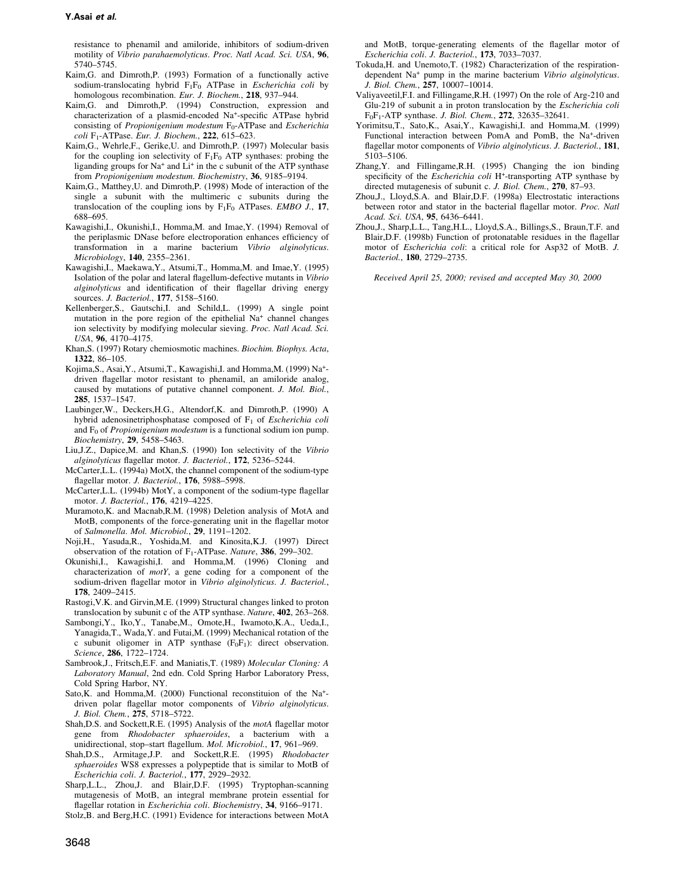resistance to phenamil and amiloride, inhibitors of sodium-driven motility of *Vibrio parahaemolyticus*. *Proc. Natl Acad. Sci. USA*, **96**, 5740–5745.

Kaim,G. and Dimroth,P. (1993) Formation of a functionally active sodium-translocating hybrid $F_1F_0$ ATPase in *Escherichia coli* by homologous recombination. *Eur. J. Biochem.*, **218**, 937–944.

Kaim,G. and Dimroth,P. (1994) Construction, expression and characterization of a plasmid-encoded $Na^+$-specific ATPase hybrid consisting of *Propionigenium modestum* $F_0$-ATPase and *Escherichia coli* $F_1$-ATPase. *Eur. J. Biochem.*, **222**, 615–623.

Kaim,G., Wehrle,F., Gerike,U. and Dimroth,P. (1997) Molecular basis for the coupling ion selectivity of $F_1F_0$ ATP synthases: probing the liganding groups for $Na^+$ and $Li^+$ in the c subunit of the ATP synthase from *Propionigenium modestum*. *Biochemistry*, **36**, 9185–9194.

Kaim,G., Matthey,U. and Dimroth,P. (1998) Mode of interaction of the single a subunit with the multimeric c subunits during the translocation of the coupling ions by $F_1F_0$ ATPases. *EMBO J.*, **17**, 688–695.

Kawagishi,I., Okunishi,I., Homma,M. and Imae,Y. (1994) Removal of the periplasmic DNase before electroporation enhances efficiency of transformation in a marine bacterium *Vibrio alginolyticus*. *Microbiology*, **140**, 2355–2361.

Kawagishi,I., Maekawa,Y., Atsumi,T., Homma,M. and Imae,Y. (1995) Isolation of the polar and lateral flagellum-defective mutants in *Vibrio alginolyticus* and identification of their flagellar driving energy sources. *J. Bacteriol.*, **177**, 5158–5160.

Kellenberger,S., Gautschi,I. and Schild,L. (1999) A single point mutation in the pore region of the epithelial $Na^+$ channel changes ion selectivity by modifying molecular sieving. *Proc. Natl Acad. Sci. USA*, **96**, 4170–4175.

Khan,S. (1997) Rotary chemiosmotic machines. *Biochim. Biophys. Acta*, **1322**, 86–105.

Kojima,S., Asai,Y., Atsumi,T., Kawagishi,I. and Homma,M. (1999) $Na^+$-driven flagellar motor resistant to phenamil, an amiloride analog, caused by mutations of putative channel component. *J. Mol. Biol.*, **285**, 1537–1547.

Laubinger,W., Deckers,H.G., Altendorf,K. and Dimroth,P. (1990) A hybrid adenosinetriphosphatase composed of $F_1$ of *Escherichia coli* and $F_0$ of *Propionigenium modestum* is a functional sodium ion pump. *Biochemistry*, **29**, 5458–5463.

Liu,J.Z., Dapice,M. and Khan,S. (1990) Ion selectivity of the *Vibrio alginolyticus* flagellar motor. *J. Bacteriol.*, **172**, 5236–5244.

McCarter,L.L. (1994a) MotX, the channel component of the sodium-type flagellar motor. *J. Bacteriol.*, **176**, 5988–5998.

McCarter,L.L. (1994b) MotY, a component of the sodium-type flagellar motor. *J. Bacteriol.*, **176**, 4219–4225.

Muramoto,K. and Macnab,R.M. (1998) Deletion analysis of MotA and MotB, components of the force-generating unit in the flagellar motor of *Salmonella*. *Mol. Microbiol.*, **29**, 1191–1202.

Noji,H., Yasuda,R., Yoshida,M. and Kinosita,K.J. (1997) Direct observation of the rotation of $F_1$-ATPase. *Nature*, **386**, 299–302.

Okunishi,I., Kawagishi,I. and Homma,M. (1996) Cloning and characterization of *motY*, a gene coding for a component of the sodium-driven flagellar motor in *Vibrio alginolyticus*. *J. Bacteriol.*, **178**, 2409–2415.

Rastogi,V.K. and Girvin,M.E. (1999) Structural changes linked to proton translocation by subunit c of the ATP synthase. *Nature*, **402**, 263–268.

Sambongi,Y., Iko,Y., Tanabe,M., Omote,H., Iwamoto,K.A., Ueda,I., Yanagida,T., Wada,Y. and Futai,M. (1999) Mechanical rotation of the c subunit oligomer in ATP synthase ($F_0F_1$): direct observation. *Science*, **286**, 1722–1724.

Sambrook,J., Fritsch,E.F. and Maniatis,T. (1989) *Molecular Cloning: A Laboratory Manual*, 2nd edn. Cold Spring Harbor Laboratory Press, Cold Spring Harbor, NY.

Sato,K. and Homma,M. (2000) Functional reconstituion of the $Na^+$-driven polar flagellar motor components of *Vibrio alginolyticus*. *J. Biol. Chem.*, **275**, 5718–5722.

Shah,D.S. and Sockett,R.E. (1995) Analysis of the *motA* flagellar motor gene from *Rhodobacter sphaeroides*, a bacterium with a unidirectional, stop–start flagellum. *Mol. Microbiol.*, **17**, 961–969.

Shah,D.S., Armitage,J.P. and Sockett,R.E. (1995) *Rhodobacter sphaeroides* WS8 expresses a polypeptide that is similar to MotB of *Escherichia coli*. *J. Bacteriol.*, **177**, 2929–2932.

Sharp,L.L., Zhou,J. and Blair,D.F. (1995) Tryptophan-scanning mutagenesis of MotB, an integral membrane protein essential for flagellar rotation in *Escherichia coli*. *Biochemistry*, **34**, 9166–9171.

Stolz,B. and Berg,H.C. (1991) Evidence for interactions between MotA and MotB, torque-generating elements of the flagellar motor of *Escherichia coli*. *J. Bacteriol.*, **173**, 7033–7037.

Tokuda,H. and Unemoto,T. (1982) Characterization of the respiration-dependent $Na^+$ pump in the marine bacterium *Vibrio alginolyticus*. *J. Biol. Chem.*, **257**, 10007–10014.

Valiyaveetil,F.I. and Fillingame,R.H. (1997) On the role of Arg-210 and Glu-219 of subunit a in proton translocation by the *Escherichia coli* $F_0F_1$-ATP synthase. *J. Biol. Chem.*, **272**, 32635–32641.

Yorimitsu,T., Sato,K., Asai,Y., Kawagishi,I. and Homma,M. (1999) Functional interaction between PomA and PomB, the $Na^+$-driven flagellar motor components of *Vibrio alginolyticus*. *J. Bacteriol.*, **181**, 5103–5106.

Zhang,Y. and Fillingame,R.H. (1995) Changing the ion binding specificity of the *Escherichia coli* $H^+$-transporting ATP synthase by directed mutagenesis of subunit c. *J. Biol. Chem.*, **270**, 87–93.

Zhou,J., Lloyd,S.A. and Blair,D.F. (1998a) Electrostatic interactions between rotor and stator in the bacterial flagellar motor. *Proc. Natl Acad. Sci. USA*, **95**, 6436–6441.

Zhou,J., Sharp,L.L., Tang,H.L., Lloyd,S.A., Billings,S., Braun,T.F. and Blair,D.F. (1998b) Function of protonatable residues in the flagellar motor of *Escherichia coli*: a critical role for Asp32 of MotB. *J. Bacteriol.*, **180**, 2729–2735.

*Received April 25, 2000; revised and accepted May 30, 2000*